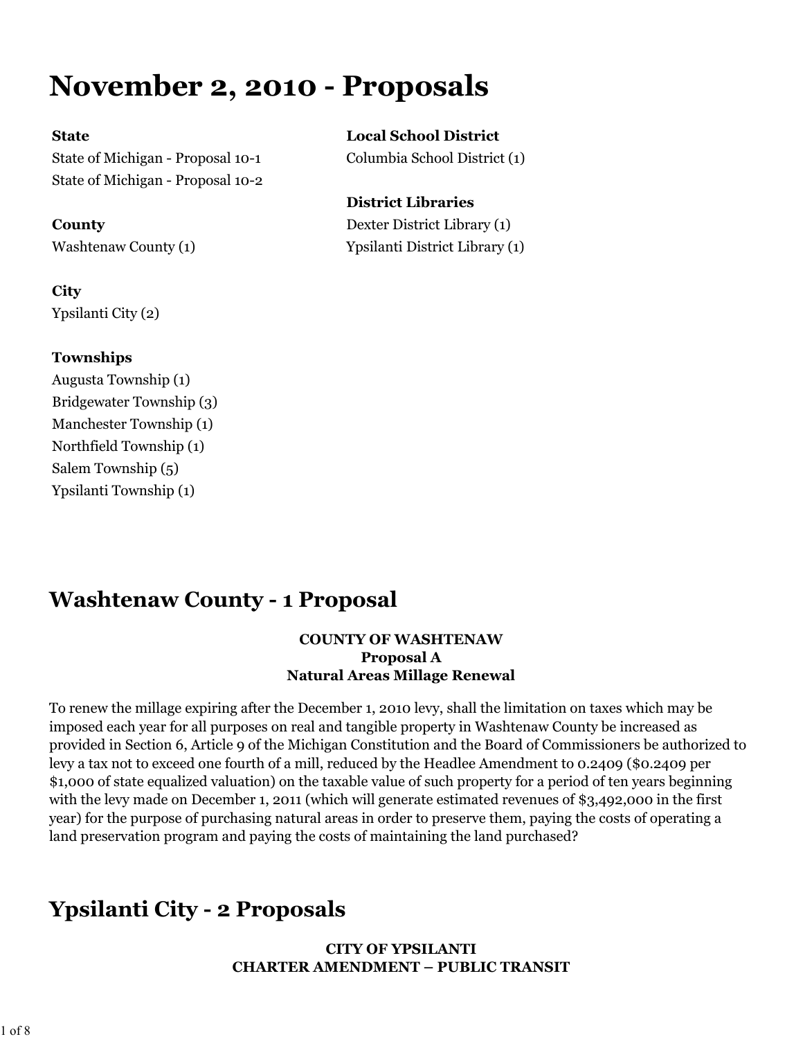# November 2, 2010 - Proposals

**State**
State of Michigan - Proposal 10-1
State of Michigan - Proposal 10-2

**County**
Washtenaw County (1)

**City**
Ypsilanti City (2)

**Townships**
Augusta Township (1)
Bridgewater Township (3)
Manchester Township (1)
Northfield Township (1)
Salem Township (5)
Ypsilanti Township (1)

**Local School District**
Columbia School District (1)

**District Libraries**
Dexter District Library (1)
Ypsilanti District Library (1)

## Washtenaw County - 1 Proposal

**COUNTY OF WASHTENAW**
**Proposal A**
**Natural Areas Millage Renewal**

To renew the millage expiring after the December 1, 2010 levy, shall the limitation on taxes which may be imposed each year for all purposes on real and tangible property in Washtenaw County be increased as provided in Section 6, Article 9 of the Michigan Constitution and the Board of Commissioners be authorized to levy a tax not to exceed one fourth of a mill, reduced by the Headlee Amendment to 0.2409 ($0.2409 per $1,000 of state equalized valuation) on the taxable value of such property for a period of ten years beginning with the levy made on December 1, 2011 (which will generate estimated revenues of $3,492,000 in the first year) for the purpose of purchasing natural areas in order to preserve them, paying the costs of operating a land preservation program and paying the costs of maintaining the land purchased?

## Ypsilanti City - 2 Proposals

**CITY OF YPSILANTI**
**CHARTER AMENDMENT – PUBLIC TRANSIT**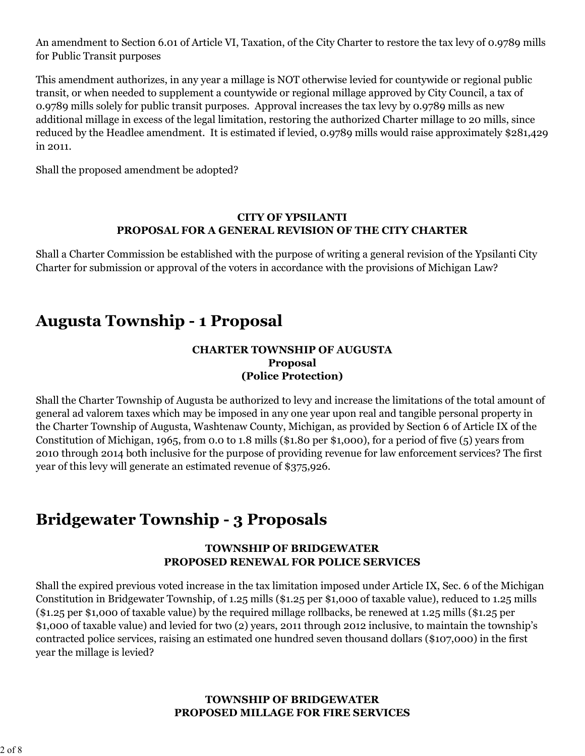An amendment to Section 6.01 of Article VI, Taxation, of the City Charter to restore the tax levy of 0.9789 mills for Public Transit purposes

This amendment authorizes, in any year a millage is NOT otherwise levied for countywide or regional public transit, or when needed to supplement a countywide or regional millage approved by City Council, a tax of 0.9789 mills solely for public transit purposes. Approval increases the tax levy by 0.9789 mills as new additional millage in excess of the legal limitation, restoring the authorized Charter millage to 20 mills, since reduced by the Headlee amendment. It is estimated if levied, 0.9789 mills would raise approximately $281,429 in 2011.

Shall the proposed amendment be adopted?

**CITY OF YPSILANTI**
**PROPOSAL FOR A GENERAL REVISION OF THE CITY CHARTER**

Shall a Charter Commission be established with the purpose of writing a general revision of the Ypsilanti City Charter for submission or approval of the voters in accordance with the provisions of Michigan Law?

# Augusta Township - 1 Proposal

**CHARTER TOWNSHIP OF AUGUSTA**
**Proposal**
**(Police Protection)**

Shall the Charter Township of Augusta be authorized to levy and increase the limitations of the total amount of general ad valorem taxes which may be imposed in any one year upon real and tangible personal property in the Charter Township of Augusta, Washtenaw County, Michigan, as provided by Section 6 of Article IX of the Constitution of Michigan, 1965, from 0.0 to 1.8 mills ($1.80 per $1,000), for a period of five (5) years from 2010 through 2014 both inclusive for the purpose of providing revenue for law enforcement services? The first year of this levy will generate an estimated revenue of $375,926.

# Bridgewater Township - 3 Proposals

**TOWNSHIP OF BRIDGEWATER**
**PROPOSED RENEWAL FOR POLICE SERVICES**

Shall the expired previous voted increase in the tax limitation imposed under Article IX, Sec. 6 of the Michigan Constitution in Bridgewater Township, of 1.25 mills ($1.25 per $1,000 of taxable value), reduced to 1.25 mills ($1.25 per $1,000 of taxable value) by the required millage rollbacks, be renewed at 1.25 mills ($1.25 per $1,000 of taxable value) and levied for two (2) years, 2011 through 2012 inclusive, to maintain the township's contracted police services, raising an estimated one hundred seven thousand dollars ($107,000) in the first year the millage is levied?

**TOWNSHIP OF BRIDGEWATER**
**PROPOSED MILLAGE FOR FIRE SERVICES**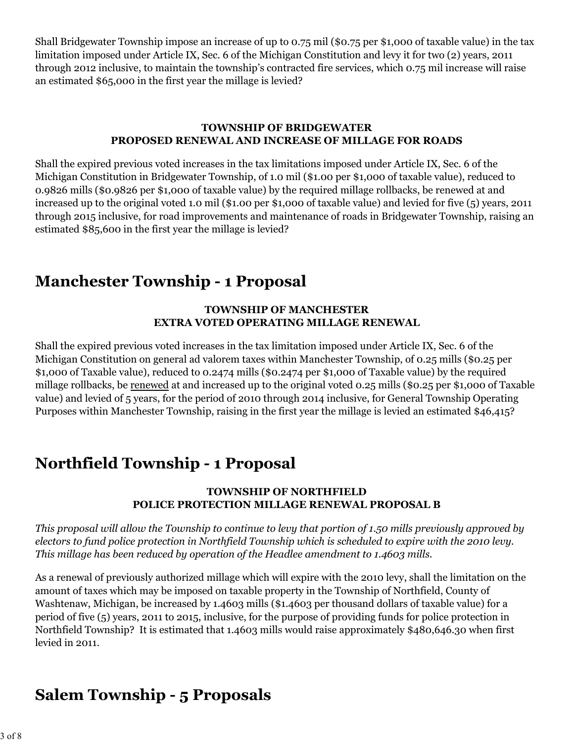Shall Bridgewater Township impose an increase of up to 0.75 mil ($0.75 per $1,000 of taxable value) in the tax limitation imposed under Article IX, Sec. 6 of the Michigan Constitution and levy it for two (2) years, 2011 through 2012 inclusive, to maintain the township's contracted fire services, which 0.75 mil increase will raise an estimated $65,000 in the first year the millage is levied?

**TOWNSHIP OF BRIDGEWATER**
**PROPOSED RENEWAL AND INCREASE OF MILLAGE FOR ROADS**

Shall the expired previous voted increases in the tax limitations imposed under Article IX, Sec. 6 of the Michigan Constitution in Bridgewater Township, of 1.0 mil ($1.00 per $1,000 of taxable value), reduced to 0.9826 mills ($0.9826 per $1,000 of taxable value) by the required millage rollbacks, be renewed at and increased up to the original voted 1.0 mil ($1.00 per $1,000 of taxable value) and levied for five (5) years, 2011 through 2015 inclusive, for road improvements and maintenance of roads in Bridgewater Township, raising an estimated $85,600 in the first year the millage is levied?

## Manchester Township - 1 Proposal

**TOWNSHIP OF MANCHESTER**
**EXTRA VOTED OPERATING MILLAGE RENEWAL**

Shall the expired previous voted increases in the tax limitation imposed under Article IX, Sec. 6 of the Michigan Constitution on general ad valorem taxes within Manchester Township, of 0.25 mills ($0.25 per $1,000 of Taxable value), reduced to 0.2474 mills ($0.2474 per $1,000 of Taxable value) by the required millage rollbacks, be renewed at and increased up to the original voted 0.25 mills ($0.25 per $1,000 of Taxable value) and levied of 5 years, for the period of 2010 through 2014 inclusive, for General Township Operating Purposes within Manchester Township, raising in the first year the millage is levied an estimated $46,415?

## Northfield Township - 1 Proposal

**TOWNSHIP OF NORTHFIELD**
**POLICE PROTECTION MILLAGE RENEWAL PROPOSAL B**

*This proposal will allow the Township to continue to levy that portion of 1.50 mills previously approved by electors to fund police protection in Northfield Township which is scheduled to expire with the 2010 levy. This millage has been reduced by operation of the Headlee amendment to 1.4603 mills.*

As a renewal of previously authorized millage which will expire with the 2010 levy, shall the limitation on the amount of taxes which may be imposed on taxable property in the Township of Northfield, County of Washtenaw, Michigan, be increased by 1.4603 mills ($1.4603 per thousand dollars of taxable value) for a period of five (5) years, 2011 to 2015, inclusive, for the purpose of providing funds for police protection in Northfield Township? It is estimated that 1.4603 mills would raise approximately $480,646.30 when first levied in 2011.

## Salem Township - 5 Proposals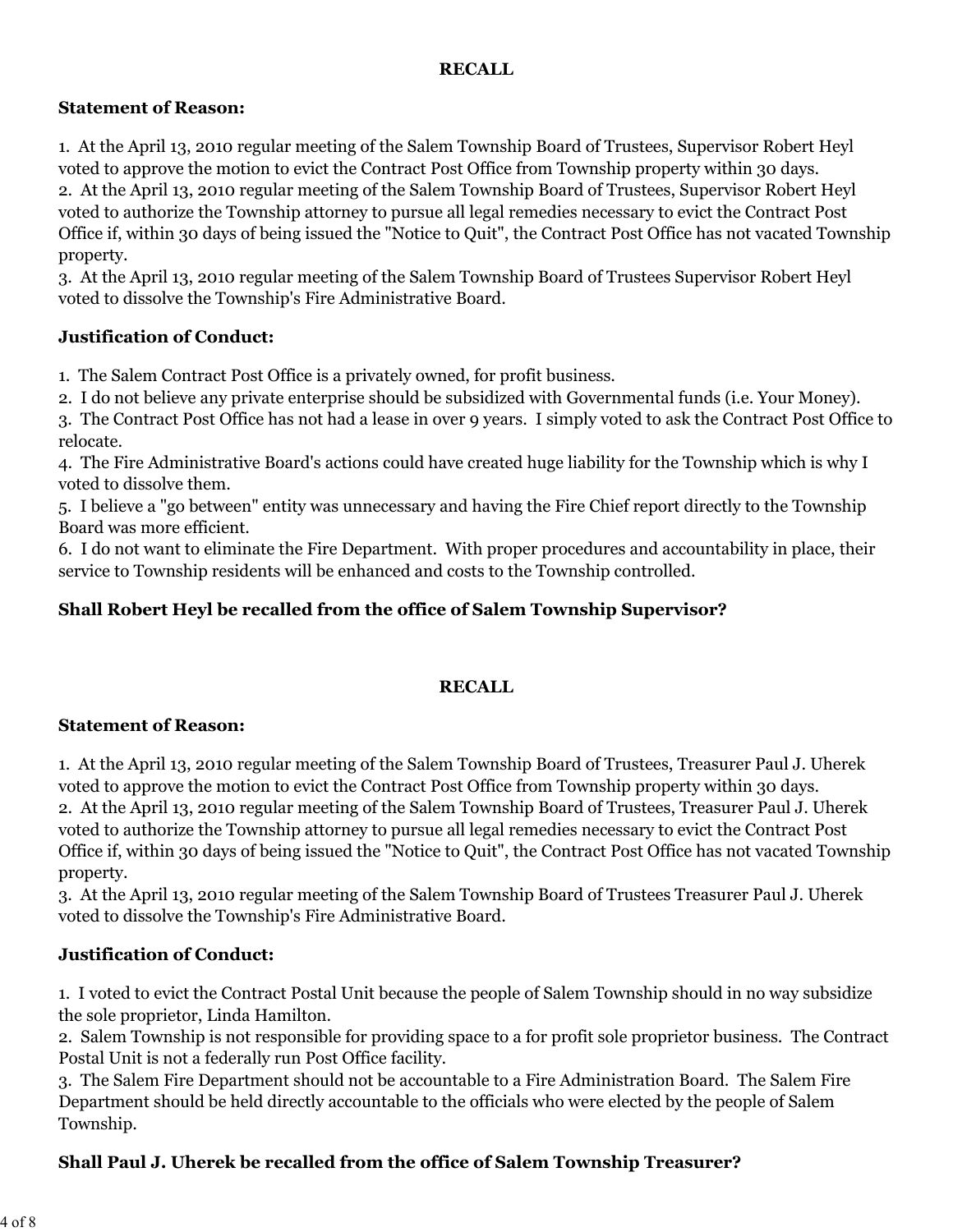**RECALL**

**Statement of Reason:**

1. At the April 13, 2010 regular meeting of the Salem Township Board of Trustees, Supervisor Robert Heyl voted to approve the motion to evict the Contract Post Office from Township property within 30 days.
2. At the April 13, 2010 regular meeting of the Salem Township Board of Trustees, Supervisor Robert Heyl voted to authorize the Township attorney to pursue all legal remedies necessary to evict the Contract Post Office if, within 30 days of being issued the "Notice to Quit", the Contract Post Office has not vacated Township property.
3. At the April 13, 2010 regular meeting of the Salem Township Board of Trustees Supervisor Robert Heyl voted to dissolve the Township's Fire Administrative Board.

**Justification of Conduct:**

1. The Salem Contract Post Office is a privately owned, for profit business.
2. I do not believe any private enterprise should be subsidized with Governmental funds (i.e. Your Money).
3. The Contract Post Office has not had a lease in over 9 years. I simply voted to ask the Contract Post Office to relocate.
4. The Fire Administrative Board's actions could have created huge liability for the Township which is why I voted to dissolve them.
5. I believe a "go between" entity was unnecessary and having the Fire Chief report directly to the Township Board was more efficient.
6. I do not want to eliminate the Fire Department. With proper procedures and accountability in place, their service to Township residents will be enhanced and costs to the Township controlled.

**Shall Robert Heyl be recalled from the office of Salem Township Supervisor?**

**RECALL**

**Statement of Reason:**

1. At the April 13, 2010 regular meeting of the Salem Township Board of Trustees, Treasurer Paul J. Uherek voted to approve the motion to evict the Contract Post Office from Township property within 30 days.
2. At the April 13, 2010 regular meeting of the Salem Township Board of Trustees, Treasurer Paul J. Uherek voted to authorize the Township attorney to pursue all legal remedies necessary to evict the Contract Post Office if, within 30 days of being issued the "Notice to Quit", the Contract Post Office has not vacated Township property.
3. At the April 13, 2010 regular meeting of the Salem Township Board of Trustees Treasurer Paul J. Uherek voted to dissolve the Township's Fire Administrative Board.

**Justification of Conduct:**

1. I voted to evict the Contract Postal Unit because the people of Salem Township should in no way subsidize the sole proprietor, Linda Hamilton.
2. Salem Township is not responsible for providing space to a for profit sole proprietor business. The Contract Postal Unit is not a federally run Post Office facility.
3. The Salem Fire Department should not be accountable to a Fire Administration Board. The Salem Fire Department should be held directly accountable to the officials who were elected by the people of Salem Township.

**Shall Paul J. Uherek be recalled from the office of Salem Township Treasurer?**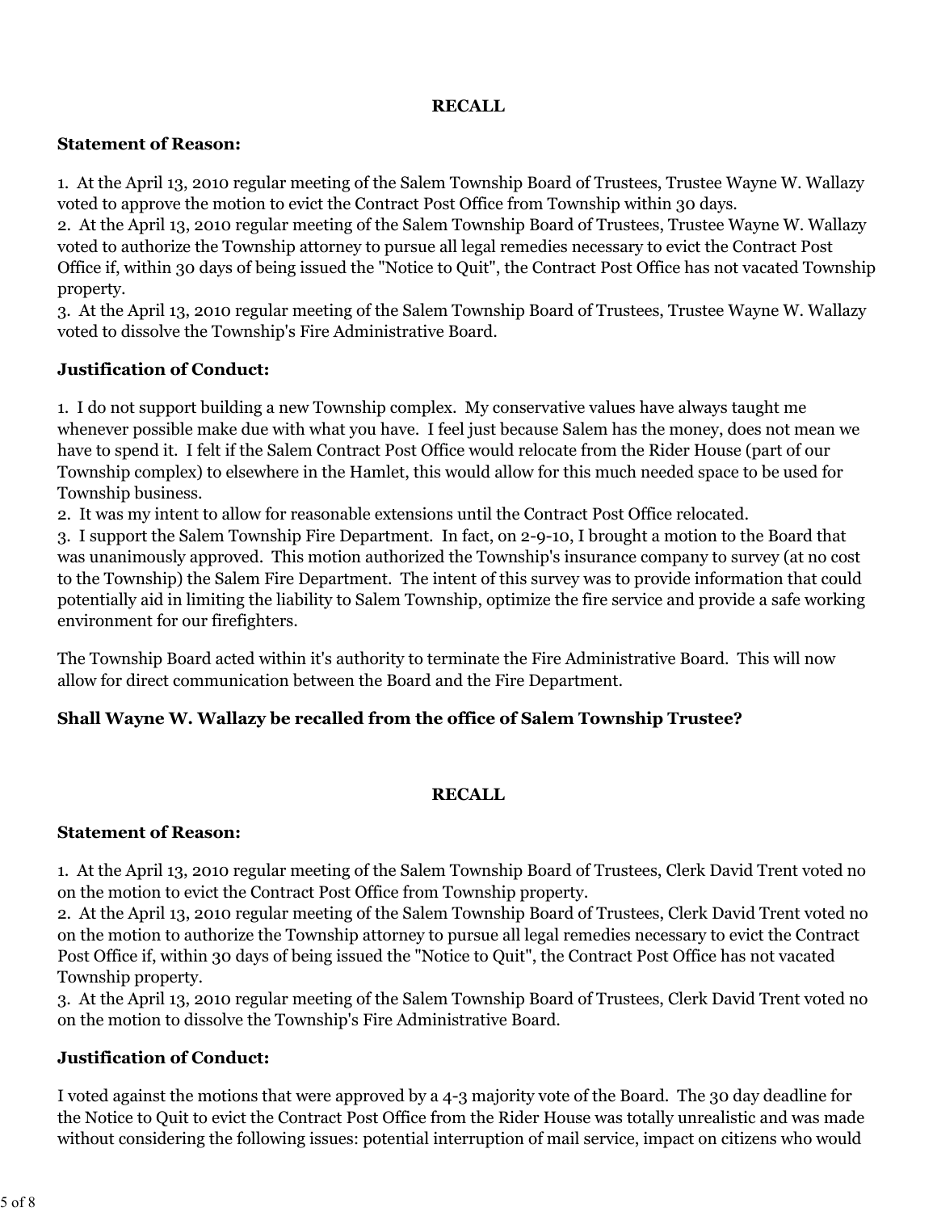**RECALL**

**Statement of Reason:**

1. At the April 13, 2010 regular meeting of the Salem Township Board of Trustees, Trustee Wayne W. Wallazy voted to approve the motion to evict the Contract Post Office from Township within 30 days.
2. At the April 13, 2010 regular meeting of the Salem Township Board of Trustees, Trustee Wayne W. Wallazy voted to authorize the Township attorney to pursue all legal remedies necessary to evict the Contract Post Office if, within 30 days of being issued the "Notice to Quit", the Contract Post Office has not vacated Township property.
3. At the April 13, 2010 regular meeting of the Salem Township Board of Trustees, Trustee Wayne W. Wallazy voted to dissolve the Township's Fire Administrative Board.

**Justification of Conduct:**

1. I do not support building a new Township complex. My conservative values have always taught me whenever possible make due with what you have. I feel just because Salem has the money, does not mean we have to spend it. I felt if the Salem Contract Post Office would relocate from the Rider House (part of our Township complex) to elsewhere in the Hamlet, this would allow for this much needed space to be used for Township business.
2. It was my intent to allow for reasonable extensions until the Contract Post Office relocated.
3. I support the Salem Township Fire Department. In fact, on 2-9-10, I brought a motion to the Board that was unanimously approved. This motion authorized the Township's insurance company to survey (at no cost to the Township) the Salem Fire Department. The intent of this survey was to provide information that could potentially aid in limiting the liability to Salem Township, optimize the fire service and provide a safe working environment for our firefighters.

The Township Board acted within it's authority to terminate the Fire Administrative Board. This will now allow for direct communication between the Board and the Fire Department.

**Shall Wayne W. Wallazy be recalled from the office of Salem Township Trustee?**

**RECALL**

**Statement of Reason:**

1. At the April 13, 2010 regular meeting of the Salem Township Board of Trustees, Clerk David Trent voted no on the motion to evict the Contract Post Office from Township property.
2. At the April 13, 2010 regular meeting of the Salem Township Board of Trustees, Clerk David Trent voted no on the motion to authorize the Township attorney to pursue all legal remedies necessary to evict the Contract Post Office if, within 30 days of being issued the "Notice to Quit", the Contract Post Office has not vacated Township property.
3. At the April 13, 2010 regular meeting of the Salem Township Board of Trustees, Clerk David Trent voted no on the motion to dissolve the Township's Fire Administrative Board.

**Justification of Conduct:**

I voted against the motions that were approved by a 4-3 majority vote of the Board. The 30 day deadline for the Notice to Quit to evict the Contract Post Office from the Rider House was totally unrealistic and was made without considering the following issues: potential interruption of mail service, impact on citizens who would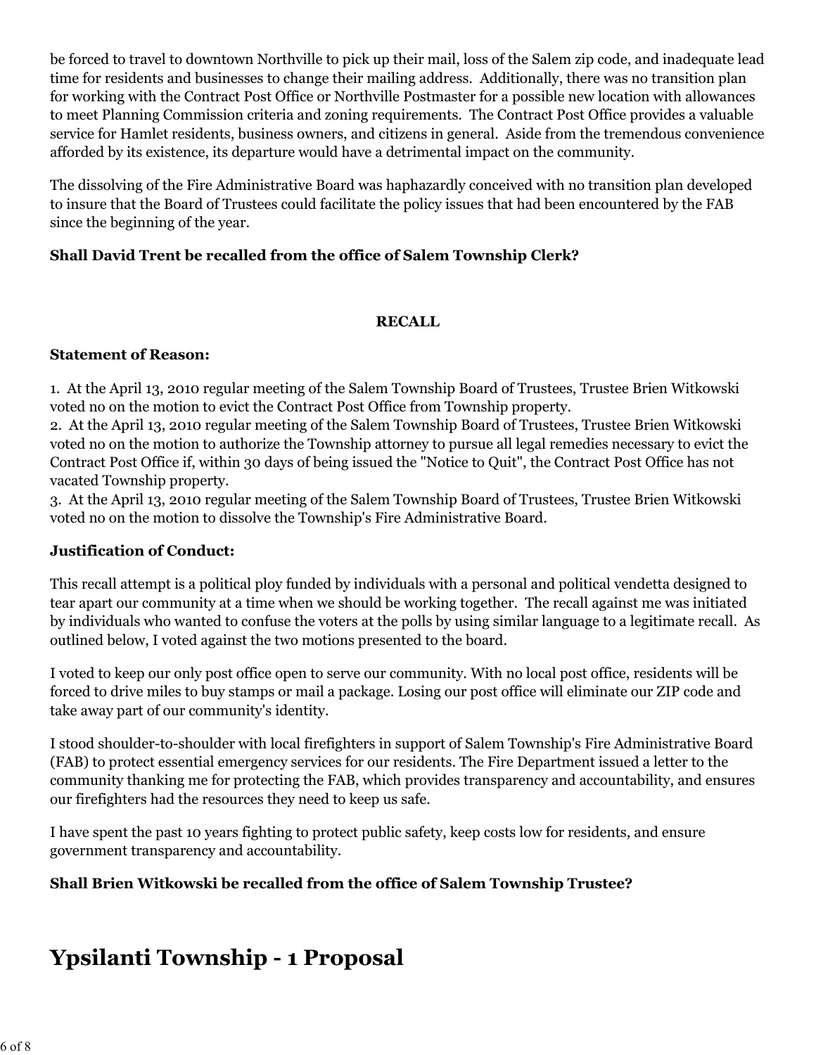be forced to travel to downtown Northville to pick up their mail, loss of the Salem zip code, and inadequate lead time for residents and businesses to change their mailing address. Additionally, there was no transition plan for working with the Contract Post Office or Northville Postmaster for a possible new location with allowances to meet Planning Commission criteria and zoning requirements. The Contract Post Office provides a valuable service for Hamlet residents, business owners, and citizens in general. Aside from the tremendous convenience afforded by its existence, its departure would have a detrimental impact on the community.

The dissolving of the Fire Administrative Board was haphazardly conceived with no transition plan developed to insure that the Board of Trustees could facilitate the policy issues that had been encountered by the FAB since the beginning of the year.

**Shall David Trent be recalled from the office of Salem Township Clerk?**

**RECALL**

**Statement of Reason:**

1. At the April 13, 2010 regular meeting of the Salem Township Board of Trustees, Trustee Brien Witkowski voted no on the motion to evict the Contract Post Office from Township property.
2. At the April 13, 2010 regular meeting of the Salem Township Board of Trustees, Trustee Brien Witkowski voted no on the motion to authorize the Township attorney to pursue all legal remedies necessary to evict the Contract Post Office if, within 30 days of being issued the "Notice to Quit", the Contract Post Office has not vacated Township property.
3. At the April 13, 2010 regular meeting of the Salem Township Board of Trustees, Trustee Brien Witkowski voted no on the motion to dissolve the Township's Fire Administrative Board.

**Justification of Conduct:**

This recall attempt is a political ploy funded by individuals with a personal and political vendetta designed to tear apart our community at a time when we should be working together. The recall against me was initiated by individuals who wanted to confuse the voters at the polls by using similar language to a legitimate recall. As outlined below, I voted against the two motions presented to the board.

I voted to keep our only post office open to serve our community. With no local post office, residents will be forced to drive miles to buy stamps or mail a package. Losing our post office will eliminate our ZIP code and take away part of our community's identity.

I stood shoulder-to-shoulder with local firefighters in support of Salem Township's Fire Administrative Board (FAB) to protect essential emergency services for our residents. The Fire Department issued a letter to the community thanking me for protecting the FAB, which provides transparency and accountability, and ensures our firefighters had the resources they need to keep us safe.

I have spent the past 10 years fighting to protect public safety, keep costs low for residents, and ensure government transparency and accountability.

**Shall Brien Witkowski be recalled from the office of Salem Township Trustee?**

# Ypsilanti Township - 1 Proposal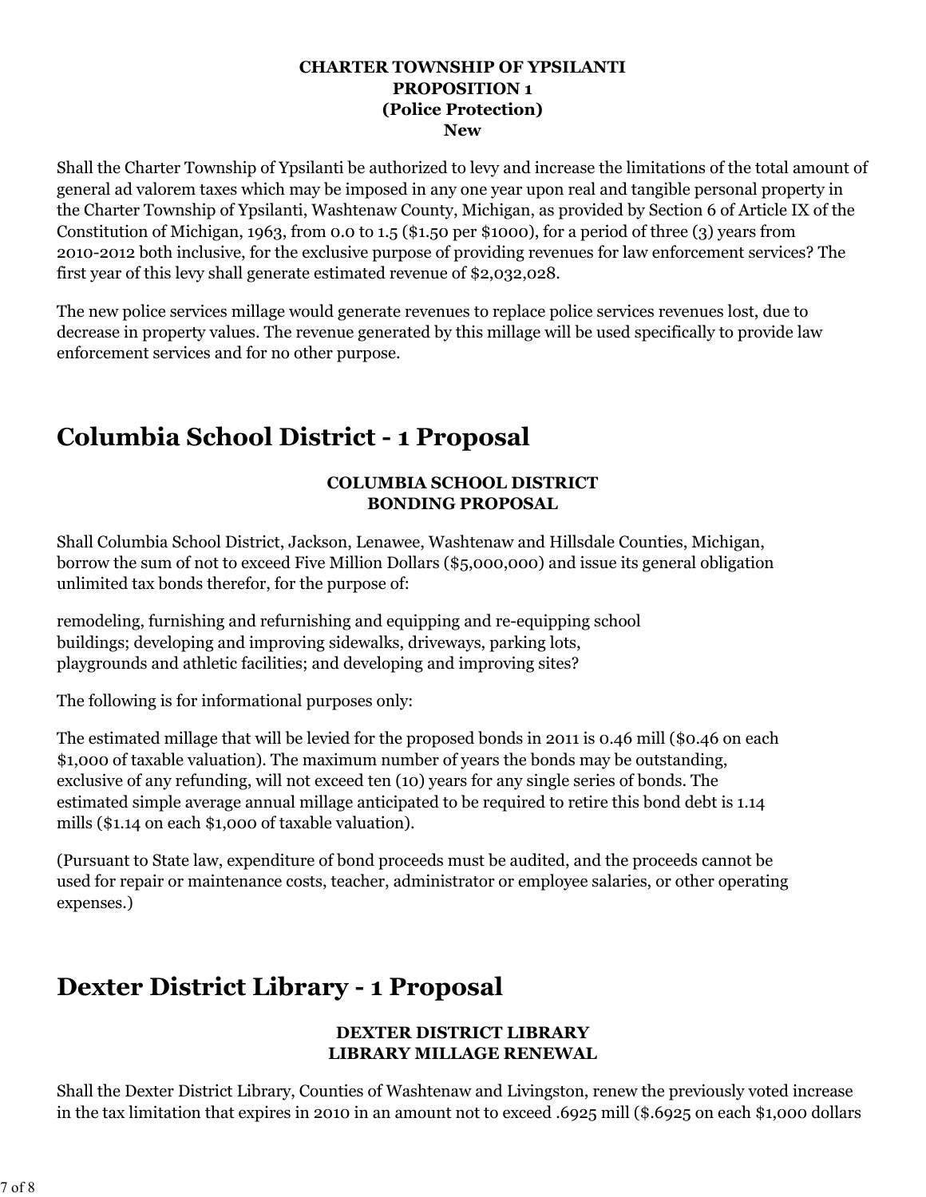**CHARTER TOWNSHIP OF YPSILANTI**
**PROPOSITION 1**
**(Police Protection)**
**New**

Shall the Charter Township of Ypsilanti be authorized to levy and increase the limitations of the total amount of general ad valorem taxes which may be imposed in any one year upon real and tangible personal property in the Charter Township of Ypsilanti, Washtenaw County, Michigan, as provided by Section 6 of Article IX of the Constitution of Michigan, 1963, from 0.0 to 1.5 ($1.50 per $1000), for a period of three (3) years from 2010-2012 both inclusive, for the exclusive purpose of providing revenues for law enforcement services? The first year of this levy shall generate estimated revenue of $2,032,028.

The new police services millage would generate revenues to replace police services revenues lost, due to decrease in property values. The revenue generated by this millage will be used specifically to provide law enforcement services and for no other purpose.

# Columbia School District - 1 Proposal

**COLUMBIA SCHOOL DISTRICT**
**BONDING PROPOSAL**

Shall Columbia School District, Jackson, Lenawee, Washtenaw and Hillsdale Counties, Michigan, borrow the sum of not to exceed Five Million Dollars ($5,000,000) and issue its general obligation unlimited tax bonds therefor, for the purpose of:

remodeling, furnishing and refurnishing and equipping and re-equipping school buildings; developing and improving sidewalks, driveways, parking lots, playgrounds and athletic facilities; and developing and improving sites?

The following is for informational purposes only:

The estimated millage that will be levied for the proposed bonds in 2011 is 0.46 mill ($0.46 on each $1,000 of taxable valuation). The maximum number of years the bonds may be outstanding, exclusive of any refunding, will not exceed ten (10) years for any single series of bonds. The estimated simple average annual millage anticipated to be required to retire this bond debt is 1.14 mills ($1.14 on each $1,000 of taxable valuation).

(Pursuant to State law, expenditure of bond proceeds must be audited, and the proceeds cannot be used for repair or maintenance costs, teacher, administrator or employee salaries, or other operating expenses.)

# Dexter District Library - 1 Proposal

**DEXTER DISTRICT LIBRARY**
**LIBRARY MILLAGE RENEWAL**

Shall the Dexter District Library, Counties of Washtenaw and Livingston, renew the previously voted increase in the tax limitation that expires in 2010 in an amount not to exceed .6925 mill ($.6925 on each $1,000 dollars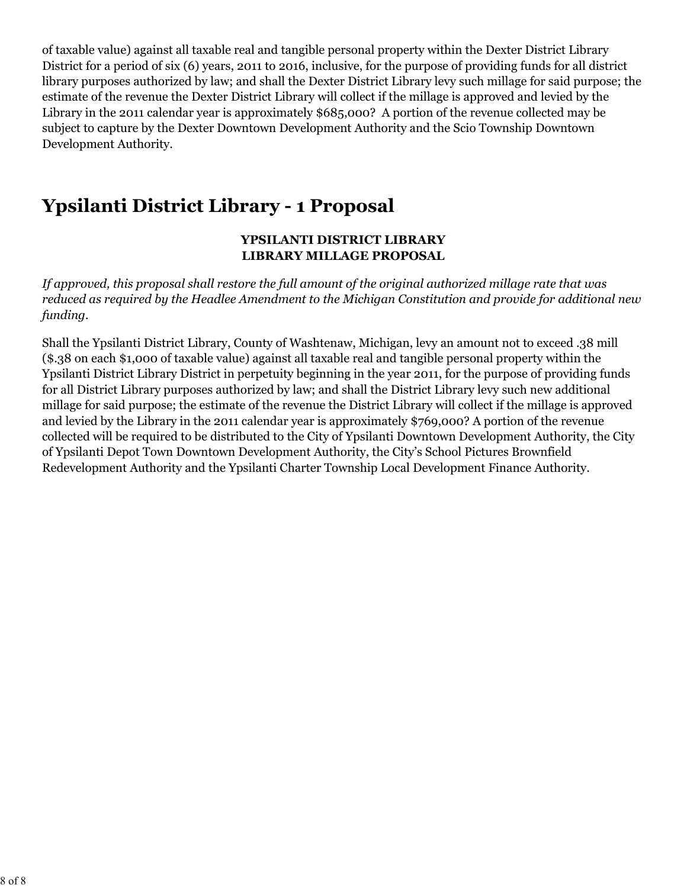of taxable value) against all taxable real and tangible personal property within the Dexter District Library District for a period of six (6) years, 2011 to 2016, inclusive, for the purpose of providing funds for all district library purposes authorized by law; and shall the Dexter District Library levy such millage for said purpose; the estimate of the revenue the Dexter District Library will collect if the millage is approved and levied by the Library in the 2011 calendar year is approximately $685,000? A portion of the revenue collected may be subject to capture by the Dexter Downtown Development Authority and the Scio Township Downtown Development Authority.

## Ypsilanti District Library - 1 Proposal

**YPSILANTI DISTRICT LIBRARY**
**LIBRARY MILLAGE PROPOSAL**

*If approved, this proposal shall restore the full amount of the original authorized millage rate that was reduced as required by the Headlee Amendment to the Michigan Constitution and provide for additional new funding.*

Shall the Ypsilanti District Library, County of Washtenaw, Michigan, levy an amount not to exceed .38 mill ($.38 on each $1,000 of taxable value) against all taxable real and tangible personal property within the Ypsilanti District Library District in perpetuity beginning in the year 2011, for the purpose of providing funds for all District Library purposes authorized by law; and shall the District Library levy such new additional millage for said purpose; the estimate of the revenue the District Library will collect if the millage is approved and levied by the Library in the 2011 calendar year is approximately $769,000? A portion of the revenue collected will be required to be distributed to the City of Ypsilanti Downtown Development Authority, the City of Ypsilanti Depot Town Downtown Development Authority, the City's School Pictures Brownfield Redevelopment Authority and the Ypsilanti Charter Township Local Development Finance Authority.